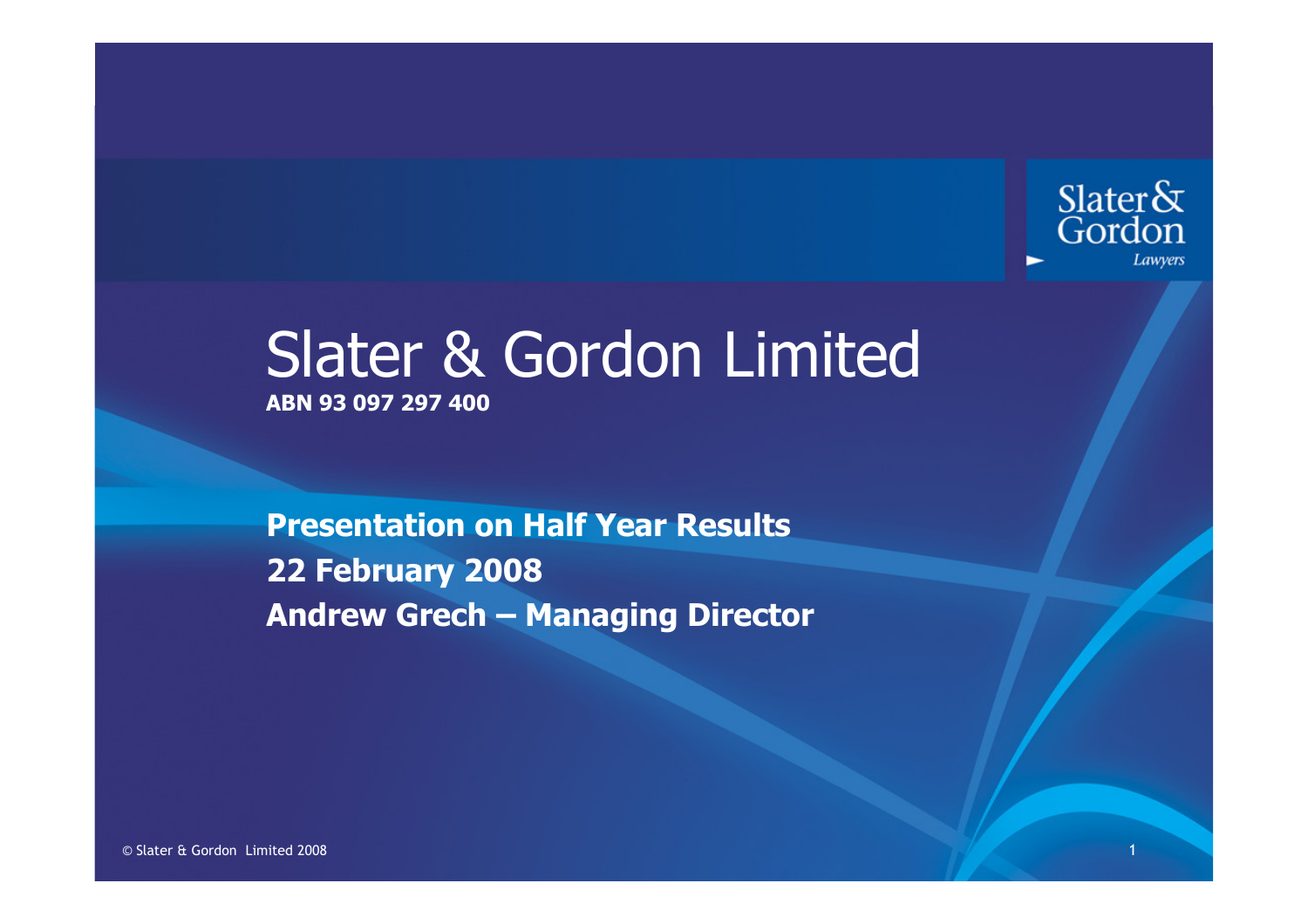# Slater & Gordon Limited

**ABN 93 097 297 400**

**Presentation on Half Year Results**
**22 February 2008**
**Andrew Grech – Managing Director**

© Slater & Gordon Limited 2008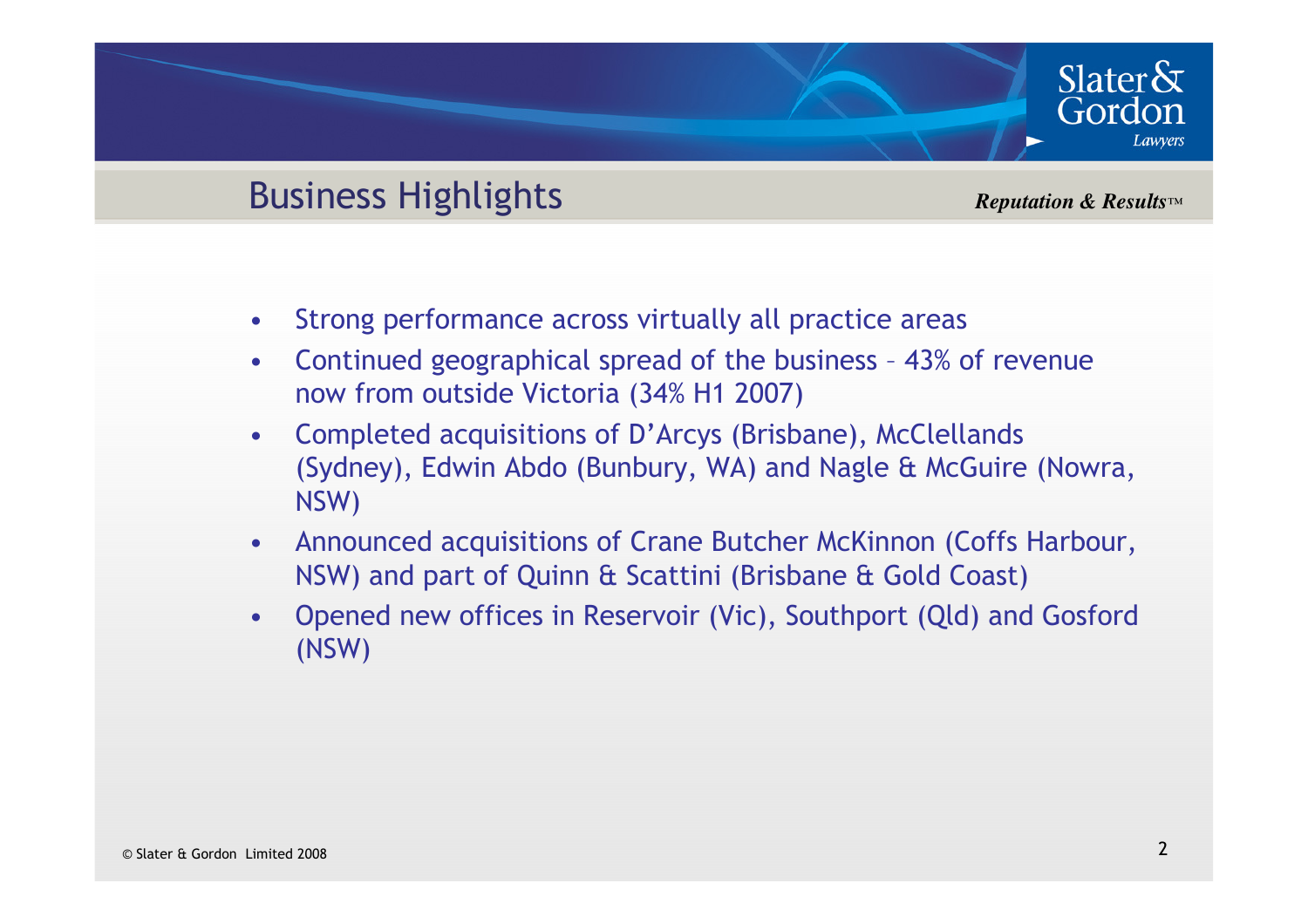## Business Highlights

*Reputation & Results™*

- Strong performance across virtually all practice areas
- Continued geographical spread of the business – 43% of revenue now from outside Victoria (34% H1 2007)
- Completed acquisitions of D'Arcys (Brisbane), McClellands (Sydney), Edwin Abdo (Bunbury, WA) and Nagle & McGuire (Nowra, NSW)
- Announced acquisitions of Crane Butcher McKinnon (Coffs Harbour, NSW) and part of Quinn & Scattini (Brisbane & Gold Coast)
- Opened new offices in Reservoir (Vic), Southport (Qld) and Gosford (NSW)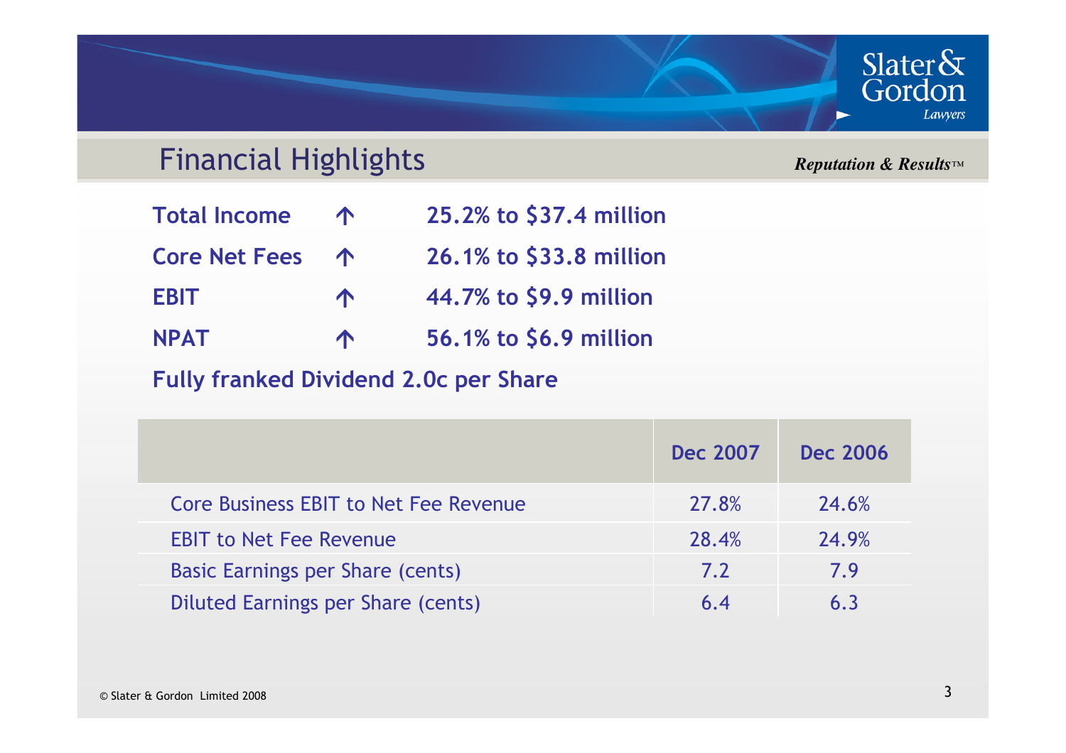# Financial Highlights

*Reputation & Results™*

**Total Income ↑ 25.2% to $37.4 million**

**Core Net Fees ↑ 26.1% to $33.8 million**

**EBIT ↑ 44.7% to $9.9 million**

**NPAT ↑ 56.1% to $6.9 million**

**Fully franked Dividend 2.0c per Share**

| | Dec 2007 | Dec 2006 |
|---|---|---|
| Core Business EBIT to Net Fee Revenue | 27.8% | 24.6% |
| EBIT to Net Fee Revenue | 28.4% | 24.9% |
| Basic Earnings per Share (cents) | 7.2 | 7.9 |
| Diluted Earnings per Share (cents) | 6.4 | 6.3 |

© Slater & Gordon Limited 2008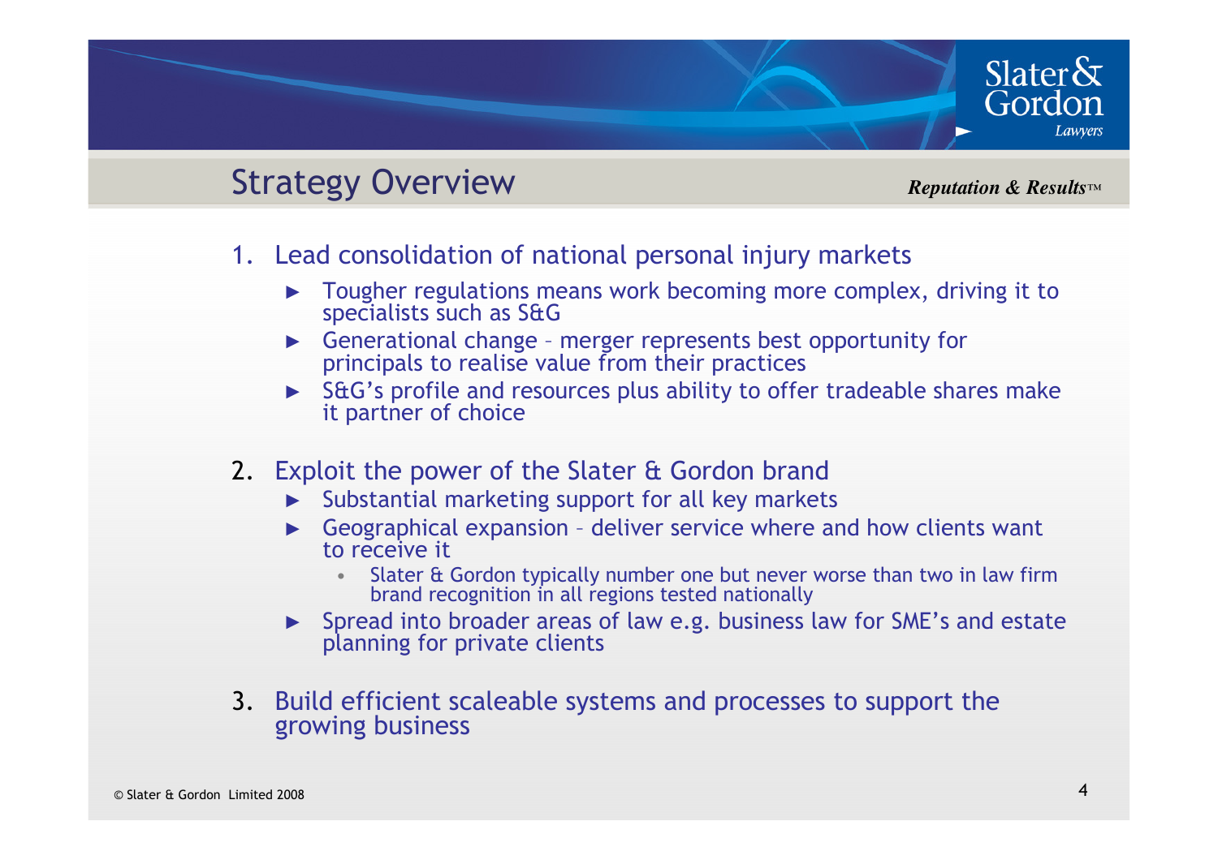## Strategy Overview

*Reputation & Results™*

1. Lead consolidation of national personal injury markets
   - Tougher regulations means work becoming more complex, driving it to specialists such as S&G
   - Generational change – merger represents best opportunity for principals to realise value from their practices
   - S&G's profile and resources plus ability to offer tradeable shares make it partner of choice

2. Exploit the power of the Slater & Gordon brand
   - Substantial marketing support for all key markets
   - Geographical expansion – deliver service where and how clients want to receive it
     - Slater & Gordon typically number one but never worse than two in law firm brand recognition in all regions tested nationally
   - Spread into broader areas of law e.g. business law for SME's and estate planning for private clients

3. Build efficient scaleable systems and processes to support the growing business

© Slater & Gordon Limited 2008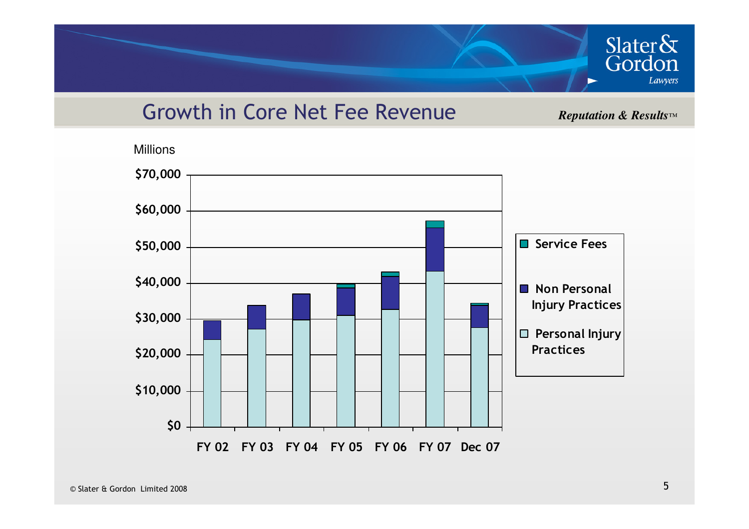## Growth in Core Net Fee Revenue

*Reputation & Results™*

Millions

$70,000
$60,000
$50,000
$40,000
$30,000
$20,000
$10,000
$0

FY 02
FY 03
FY 04
FY 05
FY 06
FY 07
Dec 07

Service Fees
Non Personal Injury Practices
Personal Injury Practices

© Slater & Gordon Limited 2008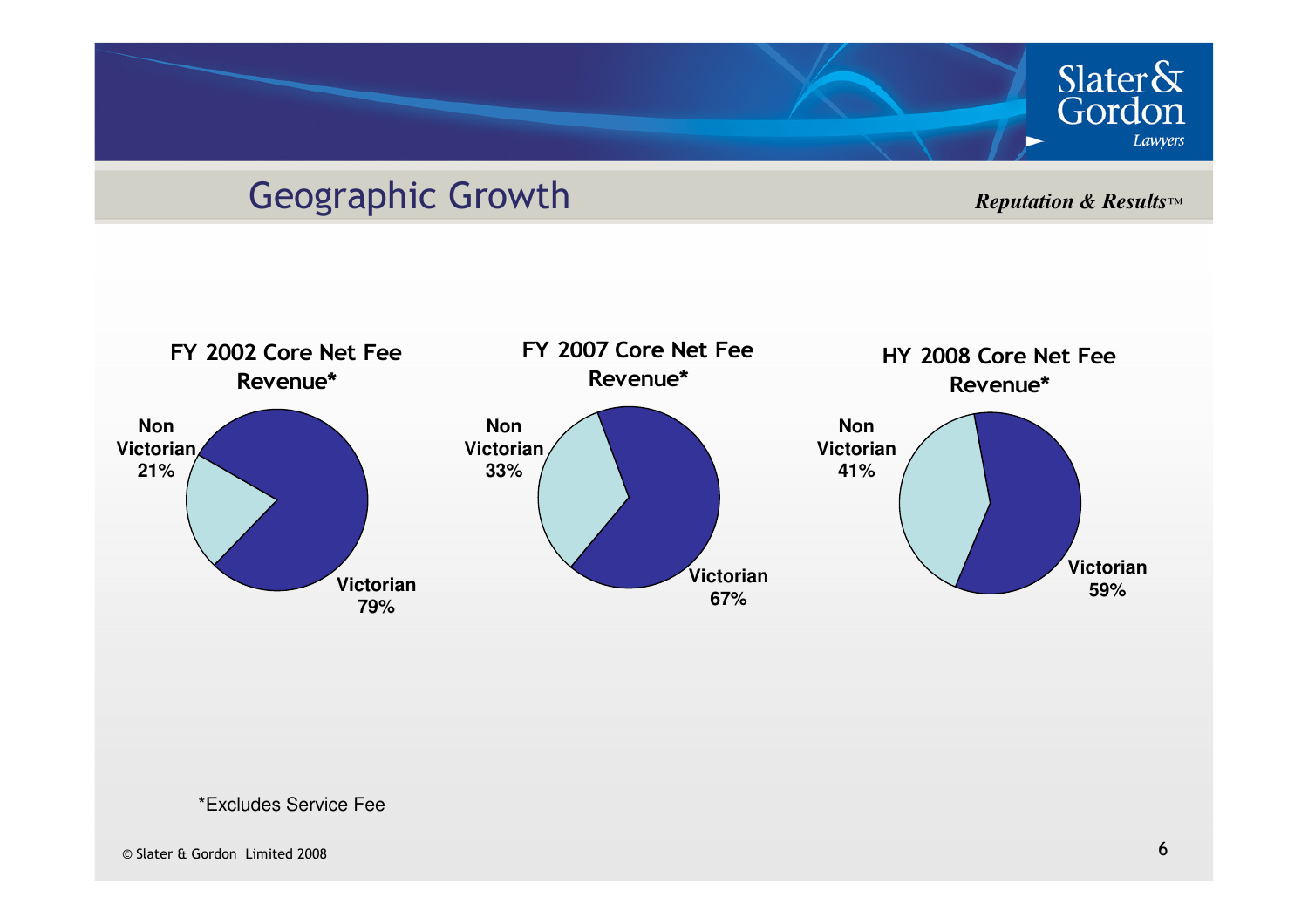# Geographic Growth

*Reputation & Results™*

**FY 2002 Core Net Fee Revenue***

Non Victorian 21%

Victorian 79%

**FY 2007 Core Net Fee Revenue***

Non Victorian 33%

Victorian 67%

**HY 2008 Core Net Fee Revenue***

Non Victorian 41%

Victorian 59%

*Excludes Service Fee

© Slater & Gordon Limited 2008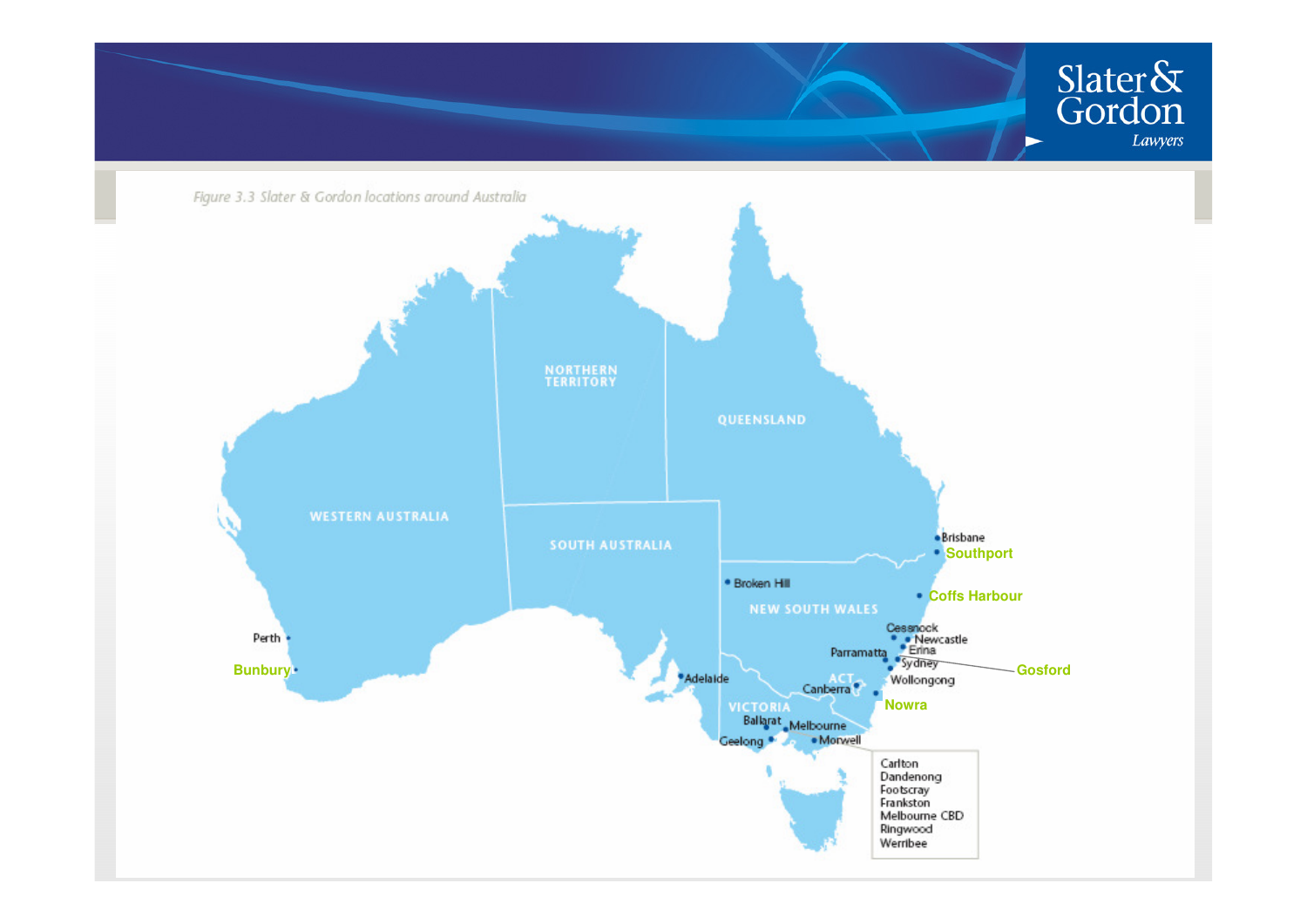Figure 3.3 Slater & Gordon locations around Australia

WESTERN AUSTRALIA
NORTHERN TERRITORY
QUEENSLAND
SOUTH AUSTRALIA
NEW SOUTH WALES
ACT
VICTORIA

Perth
Bunbury
Adelaide
Broken Hill
Brisbane
Southport
Coffs Harbour
Cessnock
Newcastle
Erina
Parramatta
Sydney
Gosford
Wollongong
Canberra
Nowra
Ballarat
Melbourne
Geelong
Morwell

Carlton
Dandenong
Footscray
Frankston
Melbourne CBD
Ringwood
Werribee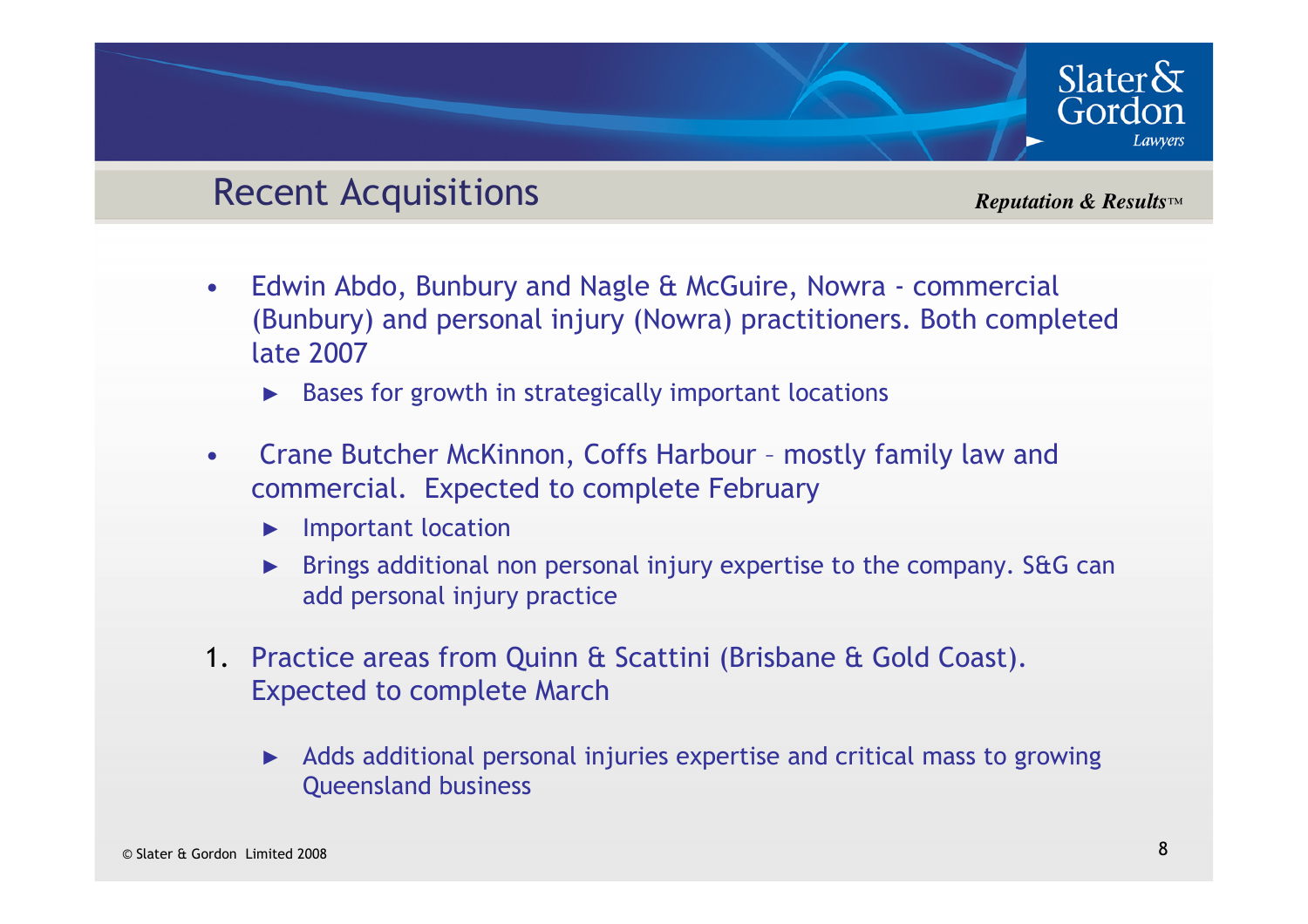## Recent Acquisitions

*Reputation & Results™*

- Edwin Abdo, Bunbury and Nagle & McGuire, Nowra - commercial (Bunbury) and personal injury (Nowra) practitioners. Both completed late 2007
  - Bases for growth in strategically important locations
- Crane Butcher McKinnon, Coffs Harbour – mostly family law and commercial. Expected to complete February
  - Important location
  - Brings additional non personal injury expertise to the company. S&G can add personal injury practice

1. Practice areas from Quinn & Scattini (Brisbane & Gold Coast). Expected to complete March
   - Adds additional personal injuries expertise and critical mass to growing Queensland business

© Slater & Gordon Limited 2008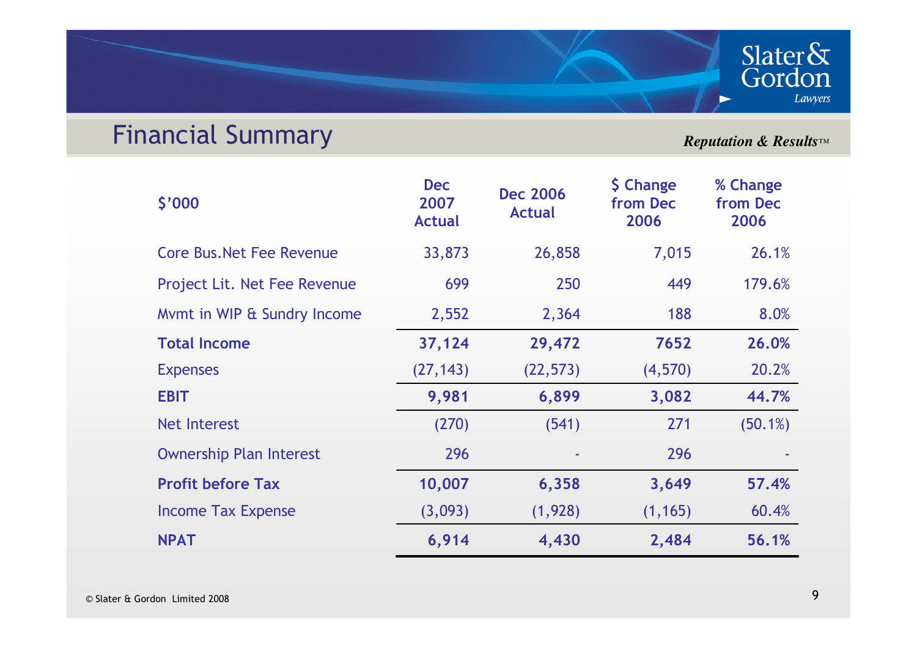# Financial Summary

*Reputation & Results™*

| $'000 | Dec 2007 Actual | Dec 2006 Actual | $ Change from Dec 2006 | % Change from Dec 2006 |
|---|---|---|---|---|
| Core Bus.Net Fee Revenue | 33,873 | 26,858 | 7,015 | 26.1% |
| Project Lit. Net Fee Revenue | 699 | 250 | 449 | 179.6% |
| Mvmt in WIP & Sundry Income | 2,552 | 2,364 | 188 | 8.0% |
| **Total Income** | **37,124** | **29,472** | **7652** | **26.0%** |
| Expenses | (27,143) | (22,573) | (4,570) | 20.2% |
| **EBIT** | **9,981** | **6,899** | **3,082** | **44.7%** |
| Net Interest | (270) | (541) | 271 | (50.1%) |
| Ownership Plan Interest | 296 | - | 296 | - |
| **Profit before Tax** | **10,007** | **6,358** | **3,649** | **57.4%** |
| Income Tax Expense | (3,093) | (1,928) | (1,165) | 60.4% |
| **NPAT** | **6,914** | **4,430** | **2,484** | **56.1%** |

© Slater & Gordon Limited 2008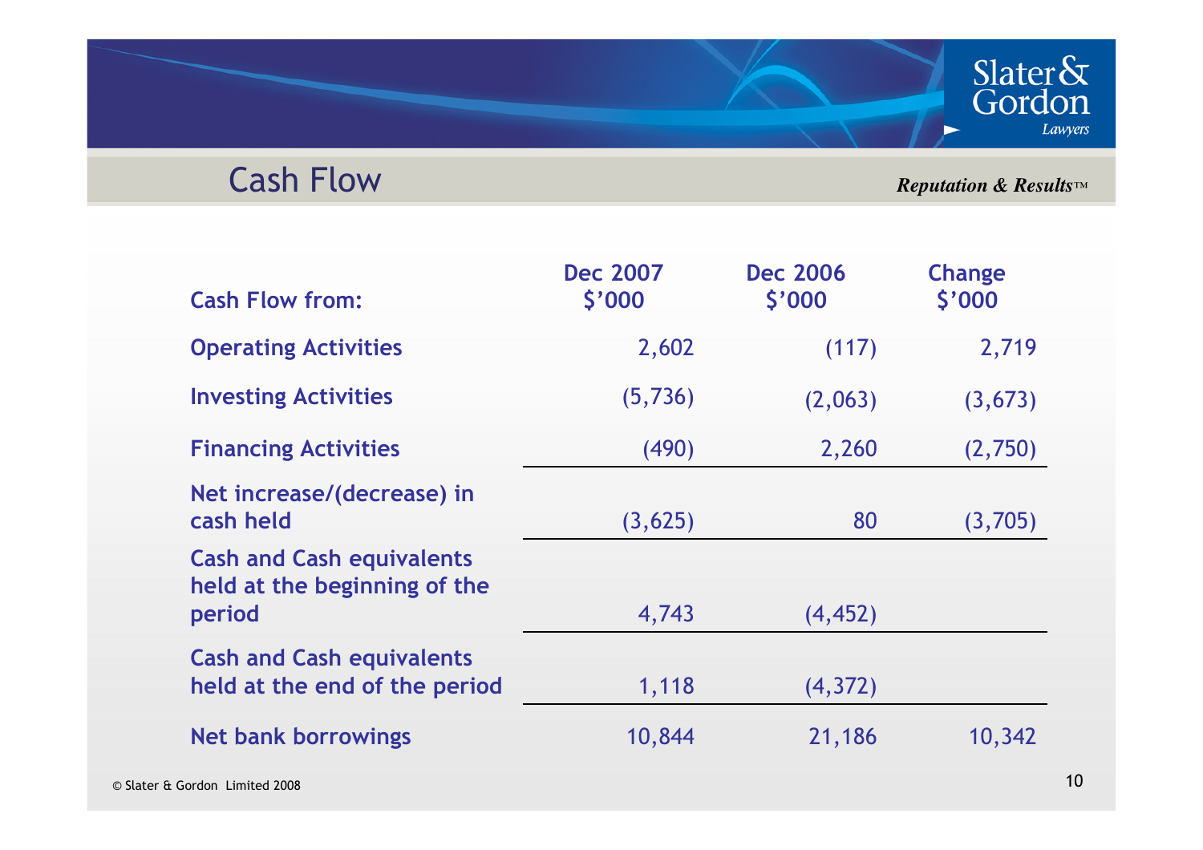# Cash Flow

*Reputation & Results™*

| Cash Flow from: | Dec 2007 $'000 | Dec 2006 $'000 | Change $'000 |
|---|---|---|---|
| Operating Activities | 2,602 | (117) | 2,719 |
| Investing Activities | (5,736) | (2,063) | (3,673) |
| Financing Activities | (490) | 2,260 | (2,750) |
| Net increase/(decrease) in cash held | (3,625) | 80 | (3,705) |
| Cash and Cash equivalents held at the beginning of the period | 4,743 | (4,452) | |
| Cash and Cash equivalents held at the end of the period | 1,118 | (4,372) | |
| Net bank borrowings | 10,844 | 21,186 | 10,342 |

© Slater & Gordon Limited 2008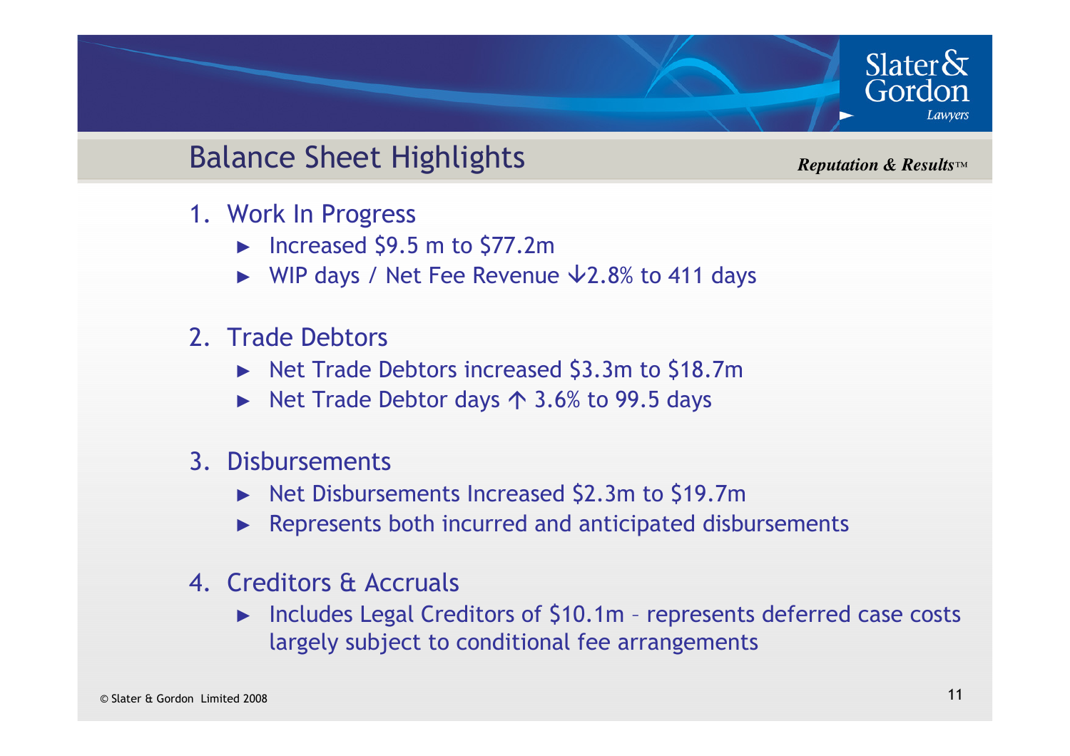# Balance Sheet Highlights

*Reputation & Results™*

1. Work In Progress
   - Increased $9.5 m to $77.2m
   - WIP days / Net Fee Revenue ↓2.8% to 411 days

2. Trade Debtors
   - Net Trade Debtors increased $3.3m to $18.7m
   - Net Trade Debtor days ↑ 3.6% to 99.5 days

3. Disbursements
   - Net Disbursements Increased $2.3m to $19.7m
   - Represents both incurred and anticipated disbursements

4. Creditors & Accruals
   - Includes Legal Creditors of $10.1m – represents deferred case costs largely subject to conditional fee arrangements

© Slater & Gordon Limited 2008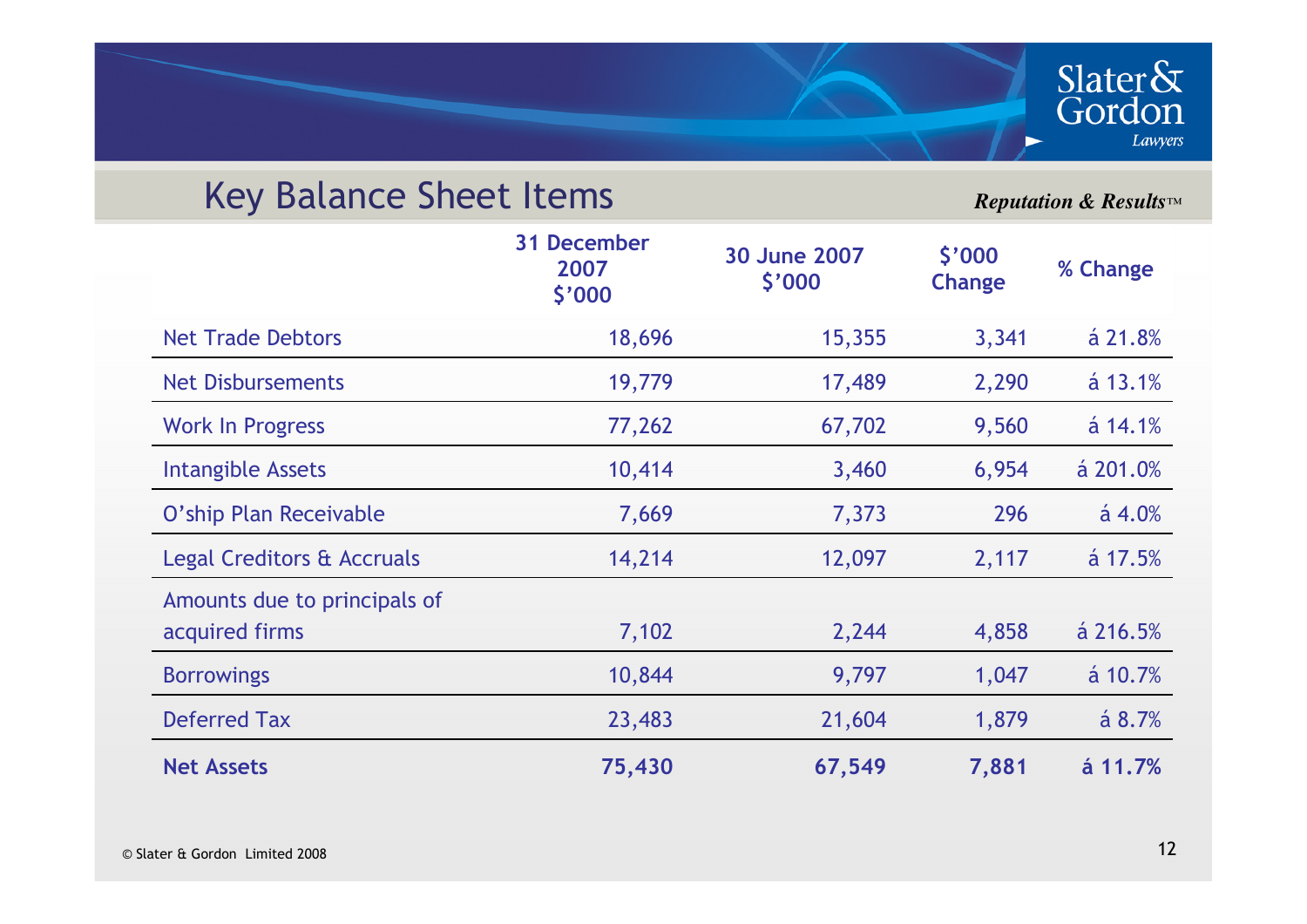# Key Balance Sheet Items

*Reputation & Results™*

| | 31 December 2007 $'000 | 30 June 2007 $'000 | $'000 Change | % Change |
|---|---|---|---|---|
| Net Trade Debtors | 18,696 | 15,355 | 3,341 | á 21.8% |
| Net Disbursements | 19,779 | 17,489 | 2,290 | á 13.1% |
| Work In Progress | 77,262 | 67,702 | 9,560 | á 14.1% |
| Intangible Assets | 10,414 | 3,460 | 6,954 | á 201.0% |
| O'ship Plan Receivable | 7,669 | 7,373 | 296 | á 4.0% |
| Legal Creditors & Accruals | 14,214 | 12,097 | 2,117 | á 17.5% |
| Amounts due to principals of acquired firms | 7,102 | 2,244 | 4,858 | á 216.5% |
| Borrowings | 10,844 | 9,797 | 1,047 | á 10.7% |
| Deferred Tax | 23,483 | 21,604 | 1,879 | á 8.7% |
| **Net Assets** | **75,430** | **67,549** | **7,881** | **á 11.7%** |

© Slater & Gordon Limited 2008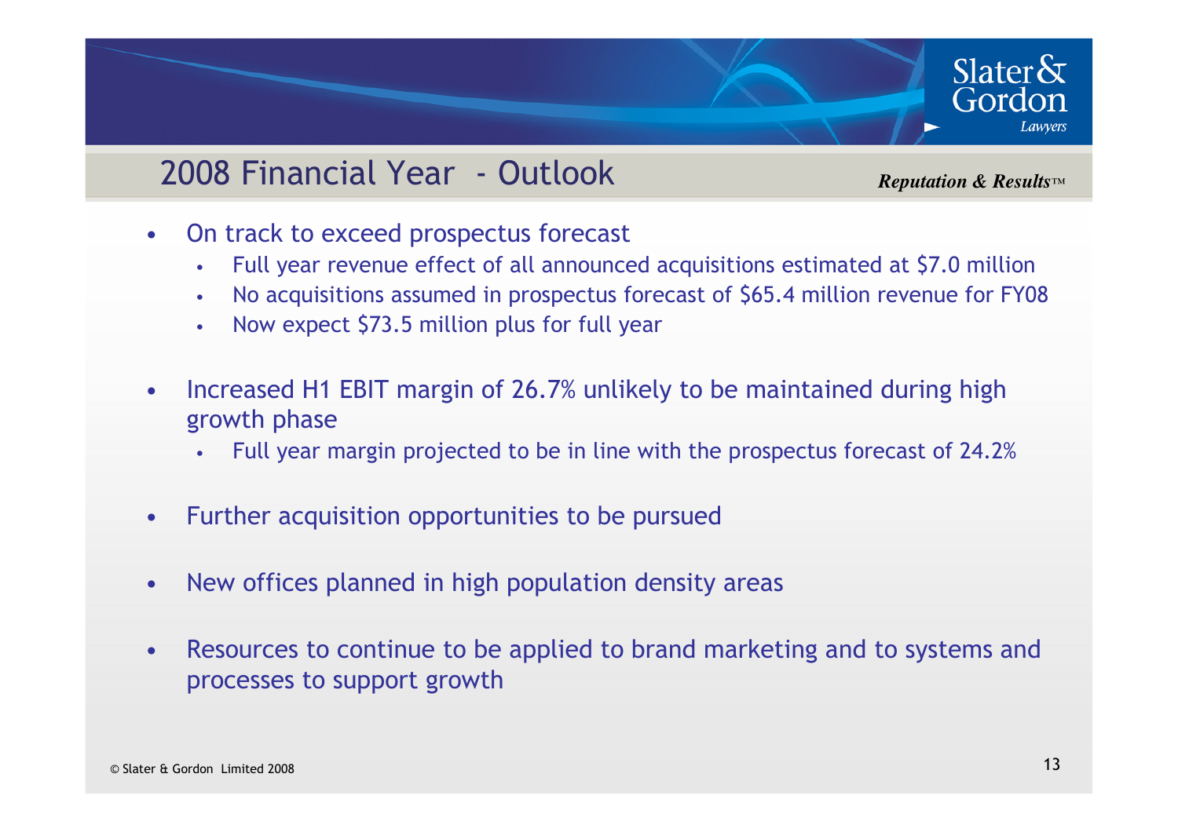# 2008 Financial Year - Outlook

*Reputation & Results™*

- On track to exceed prospectus forecast
  - Full year revenue effect of all announced acquisitions estimated at $7.0 million
  - No acquisitions assumed in prospectus forecast of $65.4 million revenue for FY08
  - Now expect $73.5 million plus for full year
- Increased H1 EBIT margin of 26.7% unlikely to be maintained during high growth phase
  - Full year margin projected to be in line with the prospectus forecast of 24.2%
- Further acquisition opportunities to be pursued
- New offices planned in high population density areas
- Resources to continue to be applied to brand marketing and to systems and processes to support growth

© Slater & Gordon Limited 2008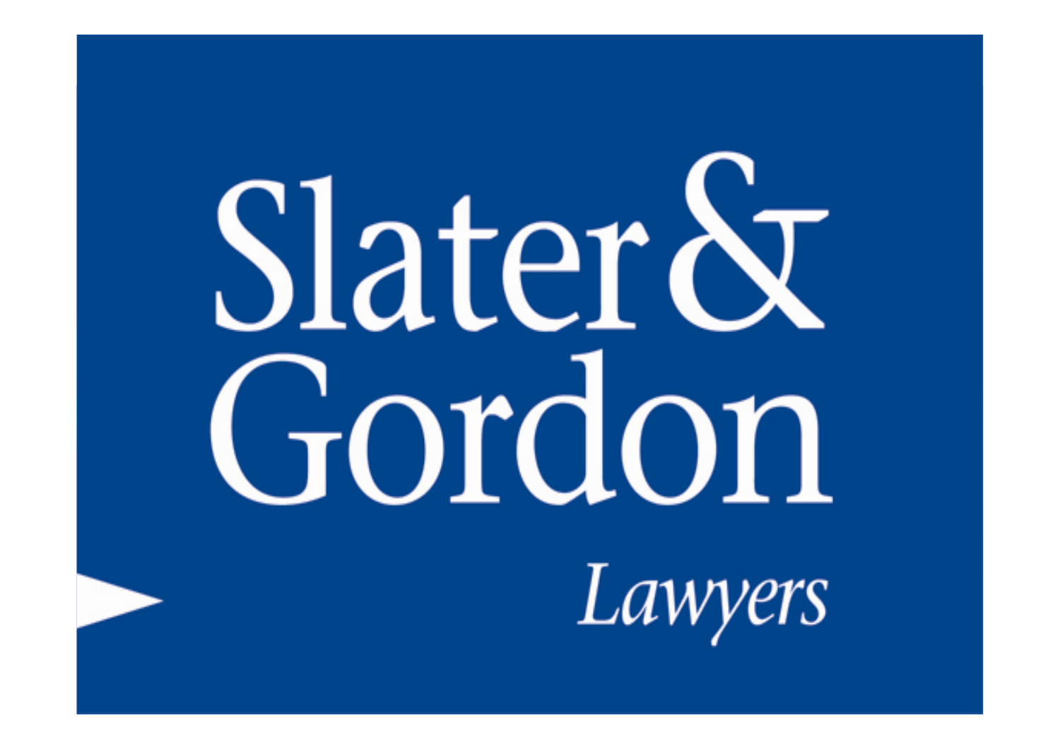Slater & Gordon

*Lawyers*